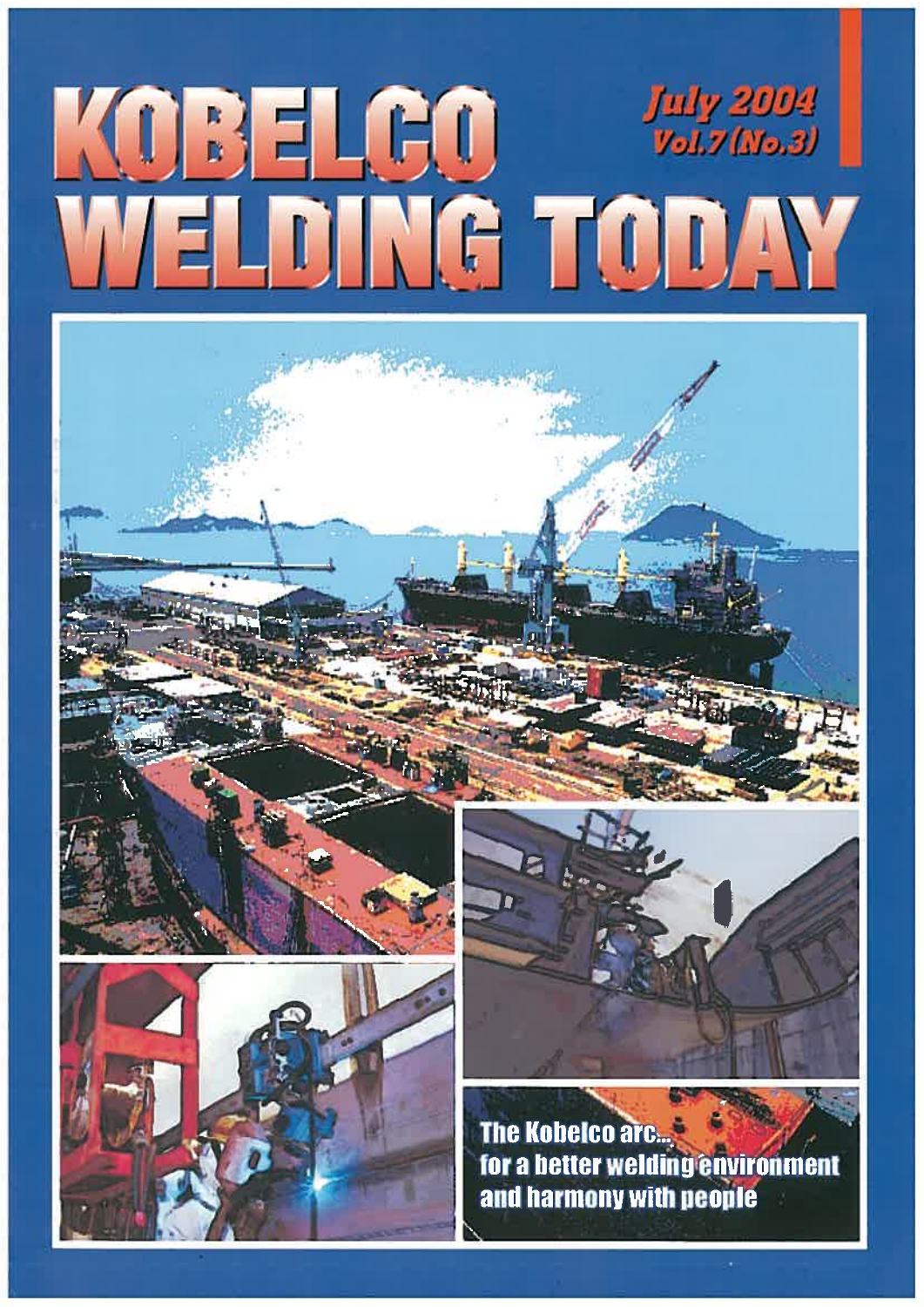# KOBELCO WELDING TODAY

*July 2004*
*Vol.7 (No.3)*

**The Kobelco arc... for a better welding environment and harmony with people**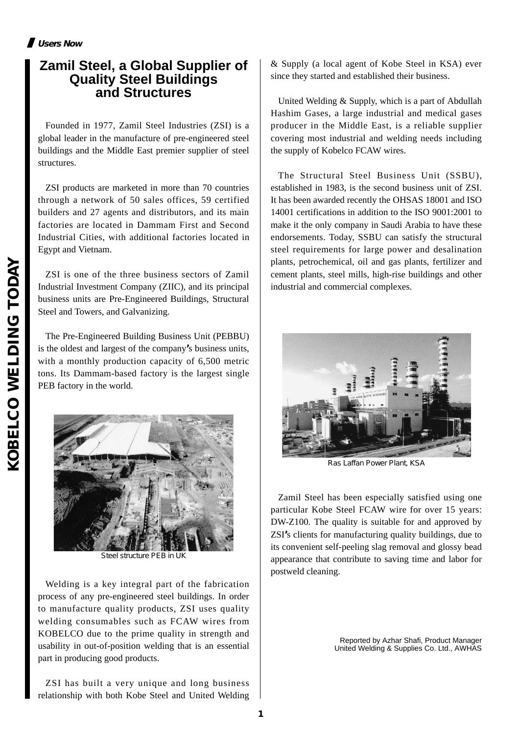# Zamil Steel, a Global Supplier of Quality Steel Buildings and Structures

Founded in 1977, Zamil Steel Industries (ZSI) is a global leader in the manufacture of pre-engineered steel buildings and the Middle East premier supplier of steel structures.

ZSI products are marketed in more than 70 countries through a network of 50 sales offices, 59 certified builders and 27 agents and distributors, and its main factories are located in Dammam First and Second Industrial Cities, with additional factories located in Egypt and Vietnam.

ZSI is one of the three business sectors of Zamil Industrial Investment Company (ZIIC), and its principal business units are Pre-Engineered Buildings, Structural Steel and Towers, and Galvanizing.

The Pre-Engineered Building Business Unit (PEBBU) is the oldest and largest of the company's business units, with a monthly production capacity of 6,500 metric tons. Its Dammam-based factory is the largest single PEB factory in the world.

Steel structure PEB in UK

Welding is a key integral part of the fabrication process of any pre-engineered steel buildings. In order to manufacture quality products, ZSI uses quality welding consumables such as FCAW wires from KOBELCO due to the prime quality in strength and usability in out-of-position welding that is an essential part in producing good products.

ZSI has built a very unique and long business relationship with both Kobe Steel and United Welding & Supply (a local agent of Kobe Steel in KSA) ever since they started and established their business.

United Welding & Supply, which is a part of Abdullah Hashim Gases, a large industrial and medical gases producer in the Middle East, is a reliable supplier covering most industrial and welding needs including the supply of Kobelco FCAW wires.

The Structural Steel Business Unit (SSBU), established in 1983, is the second business unit of ZSI. It has been awarded recently the OHSAS 18001 and ISO 14001 certifications in addition to the ISO 9001:2001 to make it the only company in Saudi Arabia to have these endorsements. Today, SSBU can satisfy the structural steel requirements for large power and desalination plants, petrochemical, oil and gas plants, fertilizer and cement plants, steel mills, high-rise buildings and other industrial and commercial complexes.

Ras Laffan Power Plant, KSA

Zamil Steel has been especially satisfied using one particular Kobe Steel FCAW wire for over 15 years: DW-Z100. The quality is suitable for and approved by ZSI's clients for manufacturing quality buildings, due to its convenient self-peeling slag removal and glossy bead appearance that contribute to saving time and labor for postweld cleaning.

Reported by Azhar Shafi, Product Manager
United Welding & Supplies Co. Ltd., AWHAS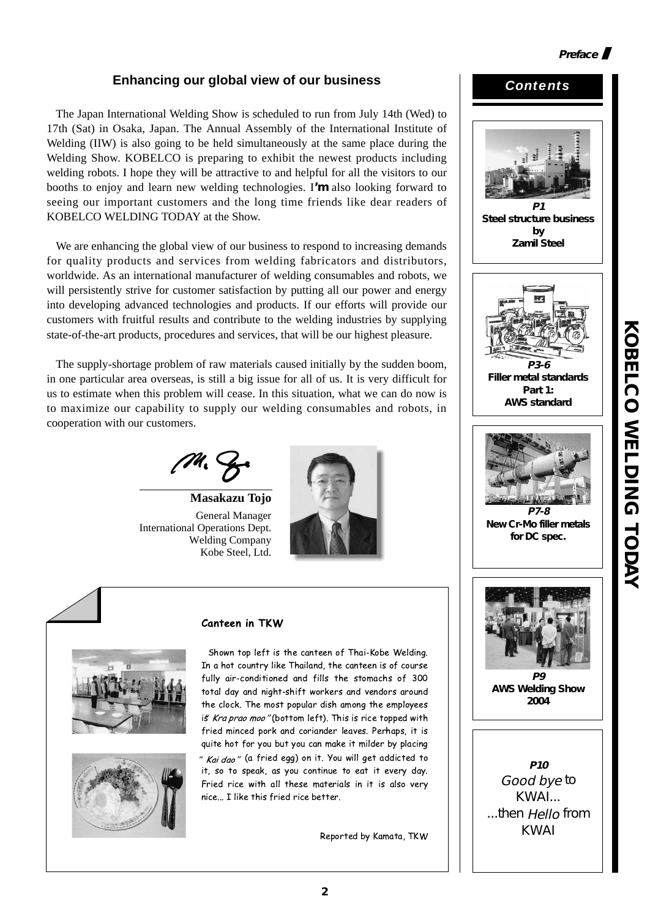## Enhancing our global view of our business

The Japan International Welding Show is scheduled to run from July 14th (Wed) to 17th (Sat) in Osaka, Japan. The Annual Assembly of the International Institute of Welding (IIW) is also going to be held simultaneously at the same place during the Welding Show. KOBELCO is preparing to exhibit the newest products including welding robots. I hope they will be attractive to and helpful for all the visitors to our booths to enjoy and learn new welding technologies. I'm also looking forward to seeing our important customers and the long time friends like dear readers of KOBELCO WELDING TODAY at the Show.

We are enhancing the global view of our business to respond to increasing demands for quality products and services from welding fabricators and distributors, worldwide. As an international manufacturer of welding consumables and robots, we will persistently strive for customer satisfaction by putting all our power and energy into developing advanced technologies and products. If our efforts will provide our customers with fruitful results and contribute to the welding industries by supplying state-of-the-art products, procedures and services, that will be our highest pleasure.

The supply-shortage problem of raw materials caused initially by the sudden boom, in one particular area overseas, is still a big issue for all of us. It is very difficult for us to estimate when this problem will cease. In this situation, what we can do now is to maximize our capability to supply our welding consumables and robots, in cooperation with our customers.

**Masakazu Tojo**
General Manager
International Operations Dept.
Welding Company
Kobe Steel, Ltd.

### Canteen in TKW

Shown top left is the canteen of Thai-Kobe Welding. In a hot country like Thailand, the canteen is of course fully air-conditioned and fills the stomachs of 300 total day and night-shift workers and vendors around the clock. The most popular dish among the employees is *"Kra prao moo"* (bottom left). This is rice topped with fried minced pork and coriander leaves. Perhaps, it is quite hot for you but you can make it milder by placing *"Kai dao"* (a fried egg) on it. You will get addicted to it, so to speak, as you continue to eat it every day. Fried rice with all these materials in it is also very nice... I like this fried rice better.

Reported by Kamata, TKW

## Contents

**P1**
**Steel structure business by Zamil Steel**

**P3-6**
**Filler metal standards Part 1: AWS standard**

**P7-8**
**New Cr-Mo filler metals for DC spec.**

**P9**
**AWS Welding Show 2004**

**P10**
*Good bye* to KWAI...
...then *Hello* from KWAI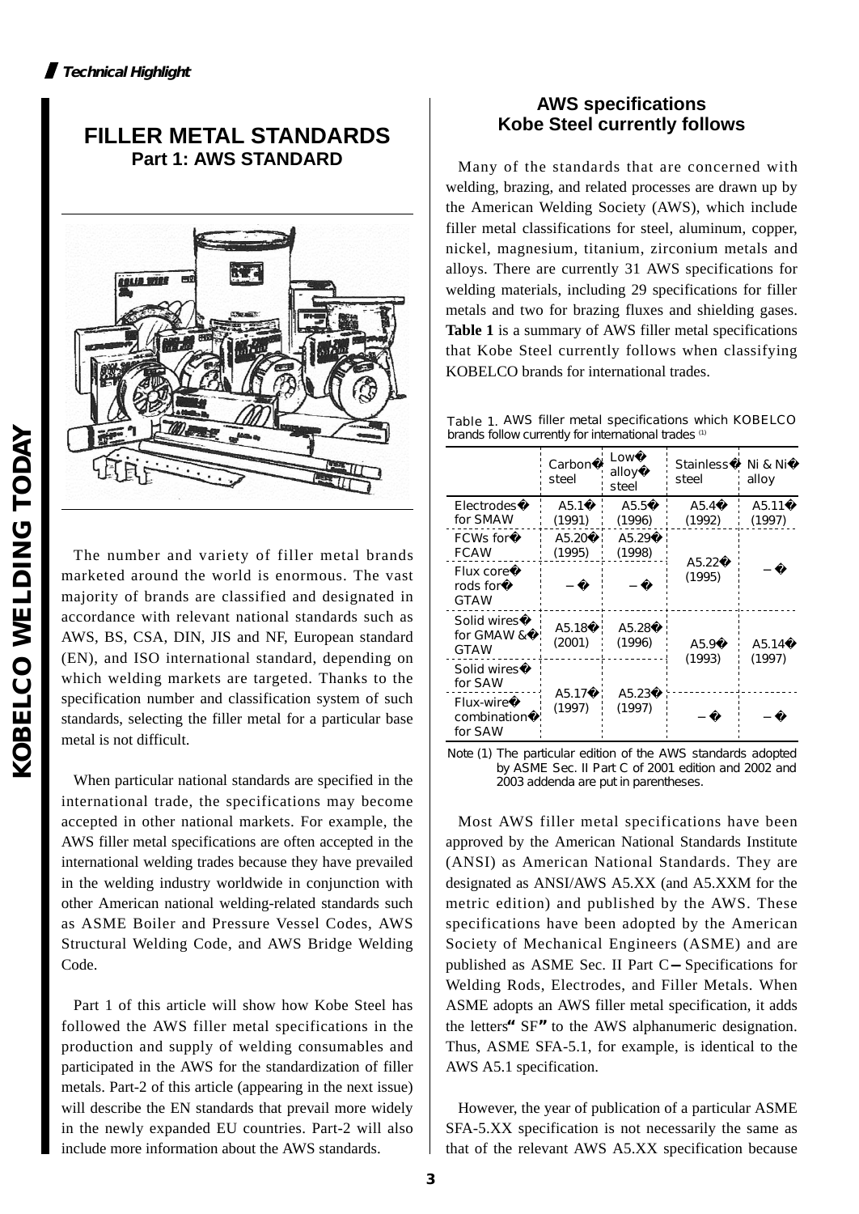*Technical Highlight*

# FILLER METAL STANDARDS
## Part 1: AWS STANDARD

The number and variety of filler metal brands marketed around the world is enormous. The vast majority of brands are classified and designated in accordance with relevant national standards such as AWS, BS, CSA, DIN, JIS and NF, European standard (EN), and ISO international standard, depending on which welding markets are targeted. Thanks to the specification number and classification system of such standards, selecting the filler metal for a particular base metal is not difficult.

When particular national standards are specified in the international trade, the specifications may become accepted in other national markets. For example, the AWS filler metal specifications are often accepted in the international welding trades because they have prevailed in the welding industry worldwide in conjunction with other American national welding-related standards such as ASME Boiler and Pressure Vessel Codes, AWS Structural Welding Code, and AWS Bridge Welding Code.

Part 1 of this article will show how Kobe Steel has followed the AWS filler metal specifications in the production and supply of welding consumables and participated in the AWS for the standardization of filler metals. Part-2 of this article (appearing in the next issue) will describe the EN standards that prevail more widely in the newly expanded EU countries. Part-2 will also include more information about the AWS standards.

## AWS specifications Kobe Steel currently follows

Many of the standards that are concerned with welding, brazing, and related processes are drawn up by the American Welding Society (AWS), which include filler metal classifications for steel, aluminum, copper, nickel, magnesium, titanium, zirconium metals and alloys. There are currently 31 AWS specifications for welding materials, including 29 specifications for filler metals and two for brazing fluxes and shielding gases. **Table 1** is a summary of AWS filler metal specifications that Kobe Steel currently follows when classifying KOBELCO brands for international trades.

Table 1. AWS filler metal specifications which KOBELCO brands follow currently for international trades [1]

| | Carbon steel | Low alloy steel | Stainless steel | Ni & Ni alloy |
|---|---|---|---|---|
| Electrodes for SMAW | A5.1 (1991) | A5.5 (1996) | A5.4 (1992) | A5.11 (1997) |
| FCWs for FCAW | A5.20 (1995) | A5.29 (1998) | A5.22 (1995) | − |
| Flux core rods for GTAW | − | − | A5.22 (1995) | − |
| Solid wires for GMAW & GTAW | A5.18 (2001) | A5.28 (1996) | A5.9 (1993) | A5.14 (1997) |
| Solid wires for SAW | A5.17 (1997) | A5.23 (1997) | A5.9 (1993) | A5.14 (1997) |
| Flux-wire combination for SAW | A5.17 (1997) | A5.23 (1997) | − | − |

Note (1) The particular edition of the AWS standards adopted by ASME Sec. II Part C of 2001 edition and 2002 and 2003 addenda are put in parentheses.

Most AWS filler metal specifications have been approved by the American National Standards Institute (ANSI) as American National Standards. They are designated as ANSI/AWS A5.XX (and A5.XXM for the metric edition) and published by the AWS. These specifications have been adopted by the American Society of Mechanical Engineers (ASME) and are published as ASME Sec. II Part C — Specifications for Welding Rods, Electrodes, and Filler Metals. When ASME adopts an AWS filler metal specification, it adds the letters "SF" to the AWS alphanumeric designation. Thus, ASME SFA-5.1, for example, is identical to the AWS A5.1 specification.

However, the year of publication of a particular ASME SFA-5.XX specification is not necessarily the same as that of the relevant AWS A5.XX specification because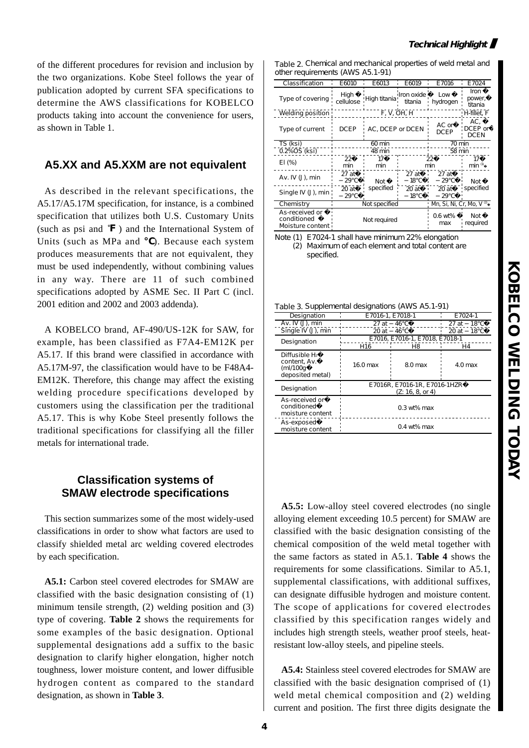of the different procedures for revision and inclusion by the two organizations. Kobe Steel follows the year of publication adopted by current SFA specifications to determine the AWS classifications for KOBELCO products taking into account the convenience for users, as shown in Table 1.

## A5.XX and A5.XXM are not equivalent

As described in the relevant specifications, the A5.17/A5.17M specification, for instance, is a combined specification that utilizes both U.S. Customary Units (such as psi and ˚F) and the International System of Units (such as MPa and °C). Because each system produces measurements that are not equivalent, they must be used independently, without combining values in any way. There are 11 of such combined specifications adopted by ASME Sec. II Part C (incl. 2001 edition and 2002 and 2003 addenda).

A KOBELCO brand, AF-490/US-12K for SAW, for example, has been classified as F7A4-EM12K per A5.17. If this brand were classified in accordance with A5.17M-97, the classification would have to be F48A4-EM12K. Therefore, this change may affect the existing welding procedure specifications developed by customers using the classification per the traditional A5.17. This is why Kobe Steel presently follows the traditional specifications for classifying all the filler metals for international trade.

## Classification systems of SMAW electrode specifications

This section summarizes some of the most widely-used classifications in order to show what factors are used to classify shielded metal arc welding covered electrodes by each specification.

**A5.1:** Carbon steel covered electrodes for SMAW are classified with the basic designation consisting of (1) minimum tensile strength, (2) welding position and (3) type of covering. **Table 2** shows the requirements for some examples of the basic designation. Optional supplemental designations add a suffix to the basic designation to clarify higher elongation, higher notch toughness, lower moisture content, and lower diffusible hydrogen content as compared to the standard designation, as shown in **Table 3**.

Table 2. Chemical and mechanical properties of weld metal and other requirements (AWS A5.1-91)

| Classification | E6010 | E6013 | E6019 | E7016 | E7024 |
|---|---|---|---|---|---|
| Type of covering | High cellulose | High titania | Iron oxide titania | Low hydrogen | Iron power, titania |
| Welding position | F, V, OH, H | | | | H-fillet, F |
| Type of current | DCEP | AC, DCEP or DCEN | | AC or DCEP | AC, DCEP or DCEN |
| TS (ksi) | 60 min | | | 70 min | |
| 0.2%OS (ksi) | 48 min | | | 58 min | |
| El (%) | 22 min | 17 min | 22 min | | 17 min [1] |
| Av. IV (J), min | 27 at −29℃ | Not specified | 27 at −18℃ | 27 at −29℃ | Not specified |
| Single IV (J), min | 20 at −29℃ | | 20 at −18℃ | 20 at −29℃ | |
| Chemistry | Not specified | | | Mn, Si, Ni, Cr, Mo, V [2] | |
| As-received or conditioned Moisture content | Not required | | | 0.6 wt% max | Not required |

Note (1) E7024-1 shall have minimum 22% elongation
(2) Maximum of each element and total content are specified.

Table 3. Supplemental designations (AWS A5.1-91)

| Designation | E7016-1, E7018-1 | | E7024-1 |
|---|---|---|---|
| Av. IV (J), min | 27 at −46℃ | | 27 at −18℃ |
| Single IV (J), min | 20 at −46℃ | | 20 at −18℃ |
| Designation | E7016, E7016-1, E7018, E7018-1 | | |
| | H16 | H8 | H4 |
| Diffusible $H_2$ content, Av. (ml/100g deposited metal) | 16.0 max | 8.0 max | 4.0 max |
| Designation | E7016R, E7016-1R, E7016-1HZR (Z: 16, 8, or 4) | | |
| As-received or conditioned moisture content | 0.3 wt% max | | |
| As-exposed moisture content | 0.4 wt% max | | |

**A5.5:** Low-alloy steel covered electrodes (no single alloying element exceeding 10.5 percent) for SMAW are classified with the basic designation consisting of the chemical composition of the weld metal together with the same factors as stated in A5.1. **Table 4** shows the requirements for some classifications. Similar to A5.1, supplemental classifications, with additional suffixes, can designate diffusible hydrogen and moisture content. The scope of applications for covered electrodes classified by this specification ranges widely and includes high strength steels, weather proof steels, heat-resistant low-alloy steels, and pipeline steels.

**A5.4:** Stainless steel covered electrodes for SMAW are classified with the basic designation comprised of (1) weld metal chemical composition and (2) welding current and position. The first three digits designate the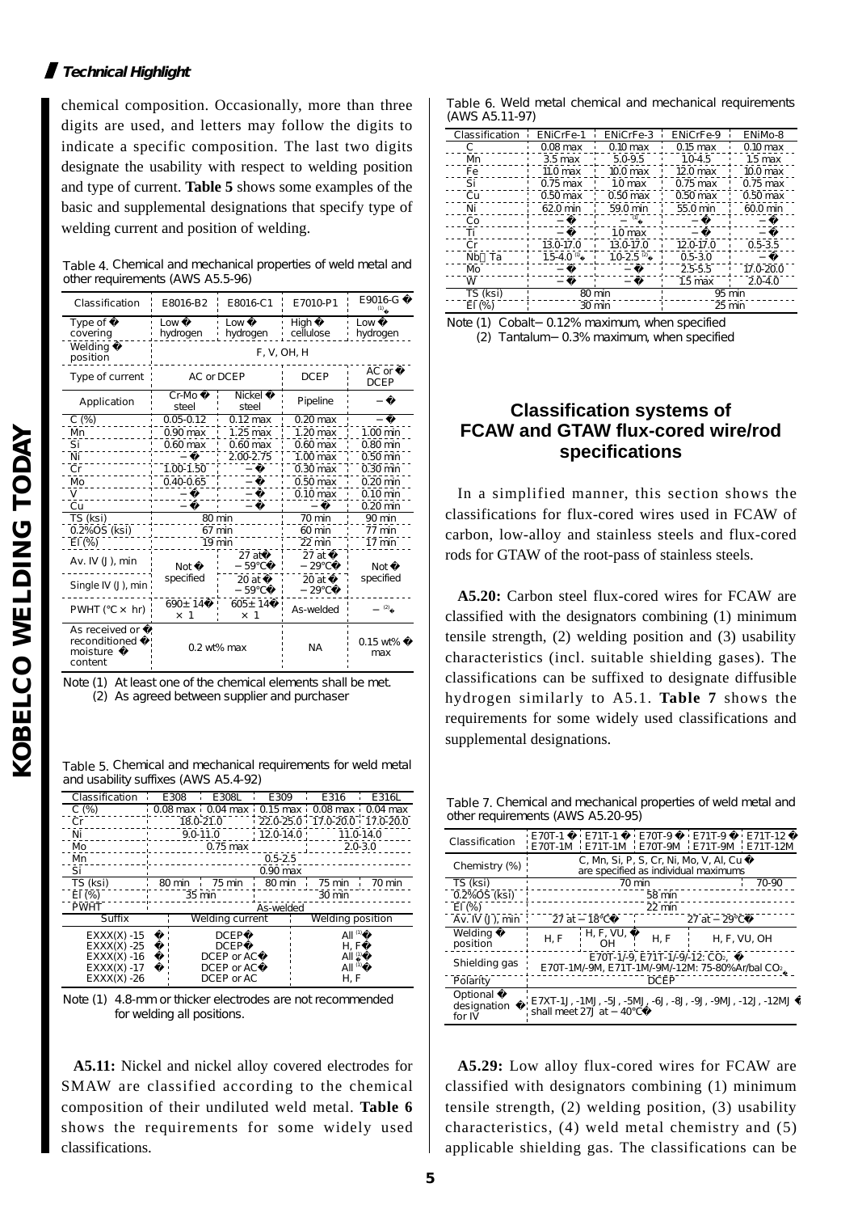chemical composition. Occasionally, more than three digits are used, and letters may follow the digits to indicate a specific composition. The last two digits designate the usability with respect to welding position and type of current. **Table 5** shows some examples of the basic and supplemental designations that specify type of welding current and position of welding.

Table 4. Chemical and mechanical properties of weld metal and other requirements (AWS A5.5-96)

| Classification | E8016-B2 | E8016-C1 | E7010-P1 | E9016-G [1] |
|---|---|---|---|---|
| Type of covering | Low hydrogen | Low hydrogen | High cellulose | Low hydrogen |
| Welding position | F, V, OH, H | | | |
| Type of current | AC or DCEP | | DCEP | AC or DCEP |
| Application | Cr-Mo steel | Nickel steel | Pipeline | − |
| C (%) | 0.05-0.12 | 0.12 max | 0.20 max | − |
| Mn | 0.90 max | 1.25 max | 1.20 max | 1.00 min |
| Si | 0.60 max | 0.60 max | 0.60 max | 0.80 min |
| Ni | − | 2.00-2.75 | 1.00 max | 0.50 min |
| Cr | 1.00-1.50 | − | 0.30 max | 0.30 min |
| Mo | 0.40-0.65 | − | 0.50 max | 0.20 min |
| V | − | − | 0.10 max | 0.10 min |
| Cu | − | − | − | 0.20 min |
| TS (ksi) | 80 min | | 70 min | 90 min |
| 0.2%OS (ksi) | 67 min | | 60 min | 77 min |
| El (%) | 19 min | | 22 min | 17 min |
| Av. IV (J), min | Not specified | 27 at −59℃ | 27 at −29℃ | Not specified |
| Single IV (J), min | | 20 at −59℃ | 20 at −29℃ | |
| PWHT (℃ × hr) | 690±14 × 1 | 605±14 × 1 | As-welded | − [2] |
| As received or reconditioned moisture content | 0.2 wt% max | | NA | 0.15 wt% max |

Note (1) At least one of the chemical elements shall be met.
(2) As agreed between supplier and purchaser

Table 5. Chemical and mechanical requirements for weld metal and usability suffixes (AWS A5.4-92)

| Classification | E308 | E308L | E309 | E316 | E316L |
|---|---|---|---|---|---|
| C (%) | 0.08 max | 0.04 max | 0.15 max | 0.08 max | 0.04 max |
| Cr | 18.0-21.0 | | 22.0-25.0 | 17.0-20.0 | 17.0-20.0 |
| Ni | 9.0-11.0 | | 12.0-14.0 | 11.0-14.0 | |
| Mo | 0.75 max | | | 2.0-3.0 | |
| Mn | 0.5-2.5 | | | | |
| Si | 0.90 max | | | | |
| TS (ksi) | 80 min | 75 min | 80 min | 75 min | 70 min |
| El (%) | 35 min | | | 30 min | |
| PWHT | As-welded | | | | |

| Suffix | Welding current | Welding position |
|---|---|---|
| EXXX(X) -15 | DCEP | All [1] |
| EXXX(X) -25 | DCEP | H, F |
| EXXX(X) -16 | DCEP or AC | All [1] |
| EXXX(X) -17 | DCEP or AC | All [1] |
| EXXX(X) -26 | DCEP or AC | H, F |

Note (1) 4.8-mm or thicker electrodes are not recommended for welding all positions.

**A5.11:** Nickel and nickel alloy covered electrodes for SMAW are classified according to the chemical composition of their undiluted weld metal. **Table 6** shows the requirements for some widely used classifications.

Table 6. Weld metal chemical and mechanical requirements (AWS A5.11-97)

| Classification | ENiCrFe-1 | ENiCrFe-3 | ENiCrFe-9 | ENiMo-8 |
|---|---|---|---|---|
| C | 0.08 max | 0.10 max | 0.15 max | 0.10 max |
| Mn | 3.5 max | 5.0-9.5 | 1.0-4.5 | 1.5 max |
| Fe | 11.0 max | 10.0 max | 12.0 max | 10.0 max |
| Si | 0.75 max | 1.0 max | 0.75 max | 0.75 max |
| Cu | 0.50 max | 0.50 max | 0.50 max | 0.50 max |
| Ni | 62.0 min | 59.0 min | 55.0 min | 60.0 min |
| Co | − | − [1] | − | − |
| Ti | − | 1.0 max | − | − |
| Cr | 13.0-17.0 | 13.0-17.0 | 12.0-17.0 | 0.5-3.5 |
| Nb＋Ta | 1.5-4.0 [2] | 1.0-2.5 [2] | 0.5-3.0 | − |
| Mo | − | − | 2.5-5.5 | 17.0-20.0 |
| W | − | − | 1.5 max | 2.0-4.0 |
| TS (ksi) | 80 min | | 95 min | |
| El (%) | 30 min | | 25 min | |

Note (1) Cobalt−0.12% maximum, when specified
(2) Tantalum−0.3% maximum, when specified

## Classification systems of FCAW and GTAW flux-cored wire/rod specifications

In a simplified manner, this section shows the classifications for flux-cored wires used in FCAW of carbon, low-alloy and stainless steels and flux-cored rods for GTAW of the root-pass of stainless steels.

**A5.20:** Carbon steel flux-cored wires for FCAW are classified with the designators combining (1) minimum tensile strength, (2) welding position and (3) usability characteristics (incl. suitable shielding gases). The classifications can be suffixed to designate diffusible hydrogen similarly to A5.1. **Table 7** shows the requirements for some widely used classifications and supplemental designations.

Table 7. Chemical and mechanical properties of weld metal and other requirements (AWS A5.20-95)

| Classification | E70T-1 E70T-1M | E71T-1 E71T-1M | E70T-9 E70T-9M | E71T-9 E71T-9M | E71T-12 E71T-12M |
|---|---|---|---|---|---|
| Chemistry (%) | C, Mn, Si, P, S, Cr, Ni, Mo, V, Al, Cu are specified as individual maximums | | | | |
| TS (ksi) | 70 min | | | | 70-90 |
| 0.2%OS (ksi) | 58 min | | | | |
| El (%) | 22 min | | | | |
| Av. IV (J), min | 27 at −18℃ | | 27 at −29℃ | | |
| Welding position | H, F | H, F, VU, OH | H, F | H, F, VU, OH | |
| Shielding gas | E70T-1/-9, E71T-1/-9/-12: $CO_2$, E70T-1M/-9M, E71T-1M/-9M/-12M: 75-80%Ar/bal $CO_2$ | | | | |
| Polarity | DCEP | | | | |
| Optional designation for IV | E7XT-1J, -1MJ, -5J, -5MJ, -6J, -8J, -9J, -9MJ, -12J, -12MJ shall meet 27J at −40℃ | | | | |

**A5.29:** Low alloy flux-cored wires for FCAW are classified with designators combining (1) minimum tensile strength, (2) welding position, (3) usability characteristics, (4) weld metal chemistry and (5) applicable shielding gas. The classifications can be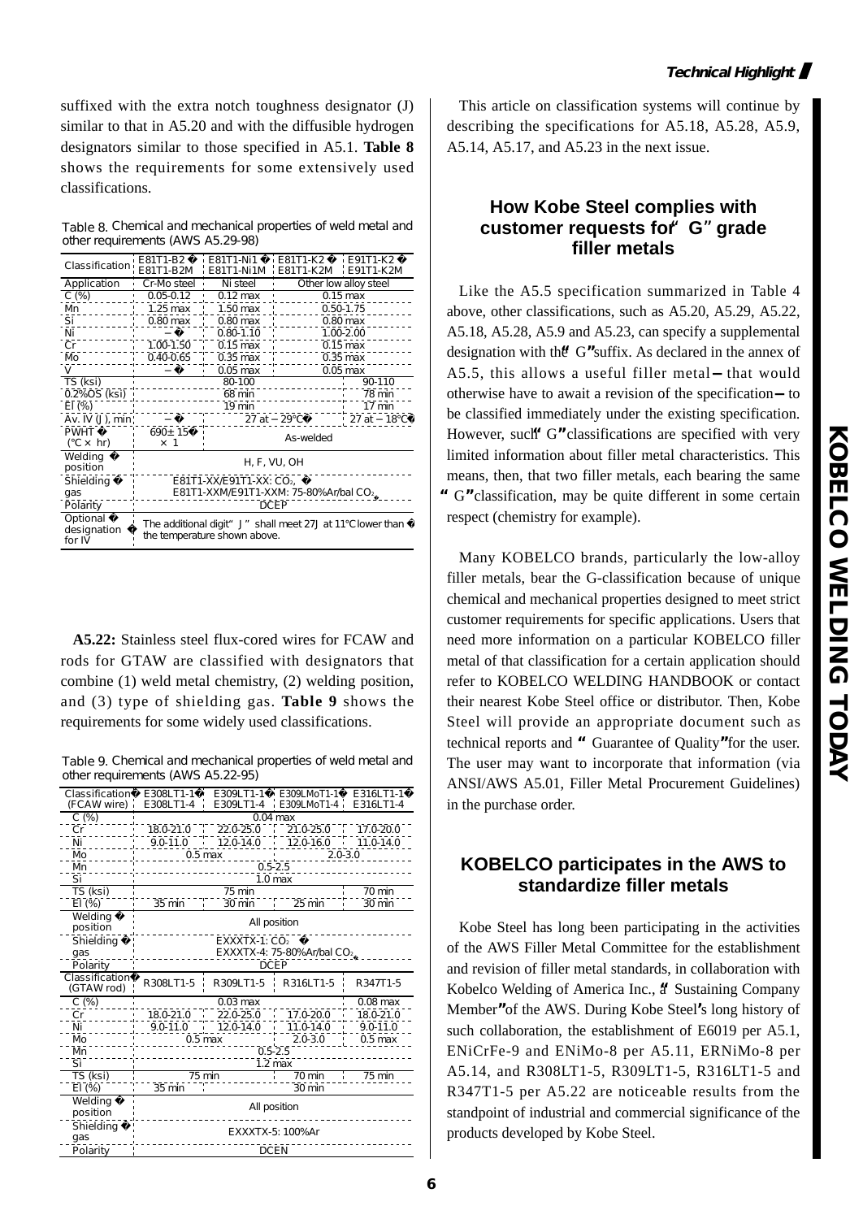suffixed with the extra notch toughness designator (J) similar to that in A5.20 and with the diffusible hydrogen designators similar to those specified in A5.1. **Table 8** shows the requirements for some extensively used classifications.

Table 8. Chemical and mechanical properties of weld metal and other requirements (AWS A5.29-98)

| Classification | E81T1-B2 E81T1-B2M | E81T1-Ni1 E81T1-Ni1M | E81T1-K2 E81T1-K2M | E91T1-K2 E91T1-K2M |
|---|---|---|---|---|
| Application | Cr-Mo steel | Ni steel | Other low alloy steel | |
| C (%) | 0.05-0.12 | 0.12 max | 0.15 max | |
| Mn | 1.25 max | 1.50 max | 0.50-1.75 | |
| Si | 0.80 max | 0.80 max | 0.80 max | |
| Ni | − | 0.80-1.10 | 1.00-2.00 | |
| Cr | 1.00-1.50 | 0.15 max | 0.15 max | |
| Mo | 0.40-0.65 | 0.35 max | 0.35 max | |
| V | − | 0.05 max | 0.05 max | |
| TS (ksi) | 80-100 | | | 90-110 |
| 0.2%OS (ksi) | 68 min | | | 78 min |
| El (%) | 19 min | | | 17 min |
| Av. IV (J), min | − | 27 at −29℃ | | 27 at −18℃ |
| PWHT (℃× hr) | 690±15 × 1 | As-welded | | |
| Welding position | H, F, VU, OH | | | |
| Shielding gas | E81T1-XX/E91T1-XX: $CO_2$, E81T1-XXM/E91T1-XXM: 75-80%Ar/bal $CO_2$ | | | |
| Polarity | DCEP | | | |
| Optional designation for IV | The additional digit "J" shall meet 27J at 11℃ lower than the temperature shown above. | | | |

**A5.22:** Stainless steel flux-cored wires for FCAW and rods for GTAW are classified with designators that combine (1) weld metal chemistry, (2) welding position, and (3) type of shielding gas. **Table 9** shows the requirements for some widely used classifications.

Table 9. Chemical and mechanical properties of weld metal and other requirements (AWS A5.22-95)

| Classification (FCAW wire) | E308LT1-1 E308LT1-4 | E309LT1-1 E309LT1-4 | E309LMoT1-1 E309LMoT1-4 | E316LT1-1 E316LT1-4 |
|---|---|---|---|---|
| C (%) | 0.04 max | | | |
| Cr | 18.0-21.0 | 22.0-25.0 | 21.0-25.0 | 17.0-20.0 |
| Ni | 9.0-11.0 | 12.0-14.0 | 12.0-16.0 | 11.0-14.0 |
| Mo | 0.5 max | | 2.0-3.0 | |
| Mn | 0.5-2.5 | | | |
| Si | 1.0 max | | | |
| TS (ksi) | 75 min | | | 70 min |
| El (%) | 35 min | 30 min | 25 min | 30 min |
| Welding position | All position | | | |
| Shielding gas | EXXXTX-1: $CO_2$, EXXXTX-4: 75-80%Ar/bal $CO_2$ | | | |
| Polarity | DCEP | | | |
| Classification (GTAW rod) | R308LT1-5 | R309LT1-5 | R316LT1-5 | R347T1-5 |
| C (%) | 0.03 max | | | 0.08 max |
| Cr | 18.0-21.0 | 22.0-25.0 | 17.0-20.0 | 18.0-21.0 |
| Ni | 9.0-11.0 | 12.0-14.0 | 11.0-14.0 | 9.0-11.0 |
| Mo | 0.5 max | | 2.0-3.0 | 0.5 max |
| Mn | 0.5-2.5 | | | |
| Si | 1.2 max | | | |
| TS (ksi) | 75 min | | 70 min | 75 min |
| El (%) | 35 min | 30 min | | |
| Welding position | All position | | | |
| Shielding gas | EXXXTX-5: 100%Ar | | | |
| Polarity | DCEN | | | |

This article on classification systems will continue by describing the specifications for A5.18, A5.28, A5.9, A5.14, A5.17, and A5.23 in the next issue.

## How Kobe Steel complies with customer requests for "G" grade filler metals

Like the A5.5 specification summarized in Table 4 above, other classifications, such as A5.20, A5.29, A5.22, A5.18, A5.28, A5.9 and A5.23, can specify a supplemental designation with the "G" suffix. As declared in the annex of A5.5, this allows a useful filler metal — that would otherwise have to await a revision of the specification — to be classified immediately under the existing specification. However, such "G" classifications are specified with very limited information about filler metal characteristics. This means, then, that two filler metals, each bearing the same "G" classification, may be quite different in some certain respect (chemistry for example).

Many KOBELCO brands, particularly the low-alloy filler metals, bear the G-classification because of unique chemical and mechanical properties designed to meet strict customer requirements for specific applications. Users that need more information on a particular KOBELCO filler metal of that classification for a certain application should refer to KOBELCO WELDING HANDBOOK or contact their nearest Kobe Steel office or distributor. Then, Kobe Steel will provide an appropriate document such as technical reports and "Guarantee of Quality" for the user. The user may want to incorporate that information (via ANSI/AWS A5.01, Filler Metal Procurement Guidelines) in the purchase order.

## KOBELCO participates in the AWS to standardize filler metals

Kobe Steel has long been participating in the activities of the AWS Filler Metal Committee for the establishment and revision of filler metal standards, in collaboration with Kobelco Welding of America Inc., a "Sustaining Company Member" of the AWS. During Kobe Steel's long history of such collaboration, the establishment of E6019 per A5.1, ENiCrFe-9 and ENiMo-8 per A5.11, ERNiMo-8 per A5.14, and R308LT1-5, R309LT1-5, R316LT1-5 and R347T1-5 per A5.22 are noticeable results from the standpoint of industrial and commercial significance of the products developed by Kobe Steel.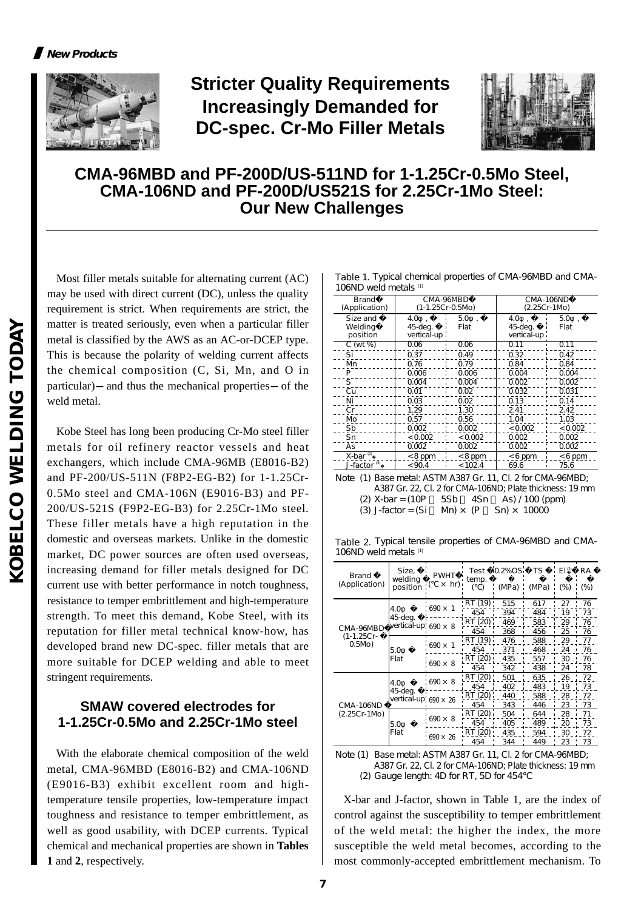*New Products*

# Stricter Quality Requirements Increasingly Demanded for DC-spec. Cr-Mo Filler Metals

## CMA-96MBD and PF-200D/US-511ND for 1-1.25Cr-0.5Mo Steel, CMA-106ND and PF-200D/US521S for 2.25Cr-1Mo Steel: Our New Challenges

Most filler metals suitable for alternating current (AC) may be used with direct current (DC), unless the quality requirement is strict. When requirements are strict, the matter is treated seriously, even when a particular filler metal is classified by the AWS as an AC-or-DCEP type. This is because the polarity of welding current affects the chemical composition (C, Si, Mn, and O in particular)—and thus the mechanical properties—of the weld metal.

Kobe Steel has long been producing Cr-Mo steel filler metals for oil refinery reactor vessels and heat exchangers, which include CMA-96MB (E8016-B2) and PF-200/US-511N (F8P2-EG-B2) for 1-1.25Cr-0.5Mo steel and CMA-106N (E9016-B3) and PF-200/US-521S (F9P2-EG-B3) for 2.25Cr-1Mo steel. These filler metals have a high reputation in the domestic and overseas markets. Unlike in the domestic market, DC power sources are often used overseas, increasing demand for filler metals designed for DC current use with better performance in notch toughness, resistance to temper embrittlement and high-temperature strength. To meet this demand, Kobe Steel, with its reputation for filler metal technical know-how, has developed brand new DC-spec. filler metals that are more suitable for DCEP welding and able to meet stringent requirements.

### SMAW covered electrodes for 1-1.25Cr-0.5Mo and 2.25Cr-1Mo steel

With the elaborate chemical composition of the weld metal, CMA-96MBD (E8016-B2) and CMA-106ND (E9016-B3) exhibit excellent room and high-temperature tensile properties, low-temperature impact toughness and resistance to temper embrittlement, as well as good usability, with DCEP currents. Typical chemical and mechanical properties are shown in **Tables 1** and **2**, respectively.

Table 1. Typical chemical properties of CMA-96MBD and CMA-106ND weld metals (1)

| Brand (Application) | CMA-96MBD (1-1.25Cr-0.5Mo) | | CMA-106ND (2.25Cr-1Mo) | |
|---|---|---|---|---|
| Size and Welding position | 4.0φ, 45-deg. vertical-up | 5.0φ, Flat | 4.0φ, 45-deg. vertical-up | 5.0φ, Flat |
| C (wt%) | 0.06 | 0.06 | 0.11 | 0.11 |
| Si | 0.37 | 0.49 | 0.32 | 0.42 |
| Mn | 0.76 | 0.79 | 0.84 | 0.84 |
| P | 0.006 | 0.006 | 0.004 | 0.004 |
| S | 0.004 | 0.004 | 0.002 | 0.002 |
| Cu | 0.01 | 0.02 | 0.032 | 0.031 |
| Ni | 0.03 | 0.02 | 0.13 | 0.14 |
| Cr | 1.29 | 1.30 | 2.41 | 2.42 |
| Mo | 0.57 | 0.56 | 1.04 | 1.03 |
| Sb | 0.002 | 0.002 | <0.002 | <0.002 |
| Sn | <0.002 | <0.002 | 0.002 | 0.002 |
| As | 0.002 | 0.002 | 0.002 | 0.002 |
| X-bar (2) | <8 ppm | <8 ppm | <6 ppm | <6 ppm |
| J-factor (3) | <90.4 | <102.4 | 69.6 | 75.6 |

Note (1) Base metal: ASTM A387 Gr. 11, Cl. 2 for CMA-96MBD; A387 Gr. 22, Cl. 2 for CMA-106ND; Plate thickness: 19 mm
(2) X-bar = (10P + 5Sb + 4Sn + As) / 100 (ppm)
(3) J-factor = (Si + Mn) × (P + Sn) × 10000

Table 2. Typical tensile properties of CMA-96MBD and CMA-106ND weld metals (1)

| Brand (Application) | Size, welding position | PWHT (°C × hr) | Test temp. (°C) | 0.2%OS (MPa) | TS (MPa) | El (2) (%) | RA (%) |
|---|---|---|---|---|---|---|---|
| CMA-96MBD (1-1.25Cr-0.5Mo) | 4.0φ 45-deg. vertical-up | 690 × 1 | RT (19) | 515 | 617 | 27 | 76 |
| | | | 454 | 394 | 484 | 19 | 73 |
| | | 690 × 8 | RT (20) | 469 | 583 | 29 | 76 |
| | | | 454 | 368 | 456 | 25 | 76 |
| | 5.0φ Flat | 690 × 1 | RT (19) | 476 | 588 | 29 | 77 |
| | | | 454 | 371 | 468 | 24 | 76 |
| | | 690 × 8 | RT (20) | 435 | 557 | 30 | 76 |
| | | | 454 | 342 | 438 | 24 | 78 |
| CMA-106ND (2.25Cr-1Mo) | 4.0φ 45-deg. vertical-up | 690 × 8 | RT (20) | 501 | 635 | 26 | 72 |
| | | | 454 | 402 | 483 | 19 | 73 |
| | | 690 × 26 | RT (20) | 440 | 588 | 28 | 72 |
| | | | 454 | 343 | 446 | 23 | 73 |
| | 5.0φ Flat | 690 × 8 | RT (20) | 504 | 644 | 28 | 71 |
| | | | 454 | 405 | 489 | 20 | 73 |
| | | 690 × 26 | RT (20) | 435 | 594 | 30 | 72 |
| | | | 454 | 344 | 449 | 23 | 73 |

Note (1) Base metal: ASTM A387 Gr. 11, Cl. 2 for CMA-96MBD; A387 Gr. 22, Cl. 2 for CMA-106ND; Plate thickness: 19 mm
(2) Gauge length: 4D for RT, 5D for 454°C

X-bar and J-factor, shown in Table 1, are the index of control against the susceptibility to temper embrittlement of the weld metal: the higher the index, the more susceptible the weld metal becomes, according to the most commonly-accepted embrittlement mechanism. To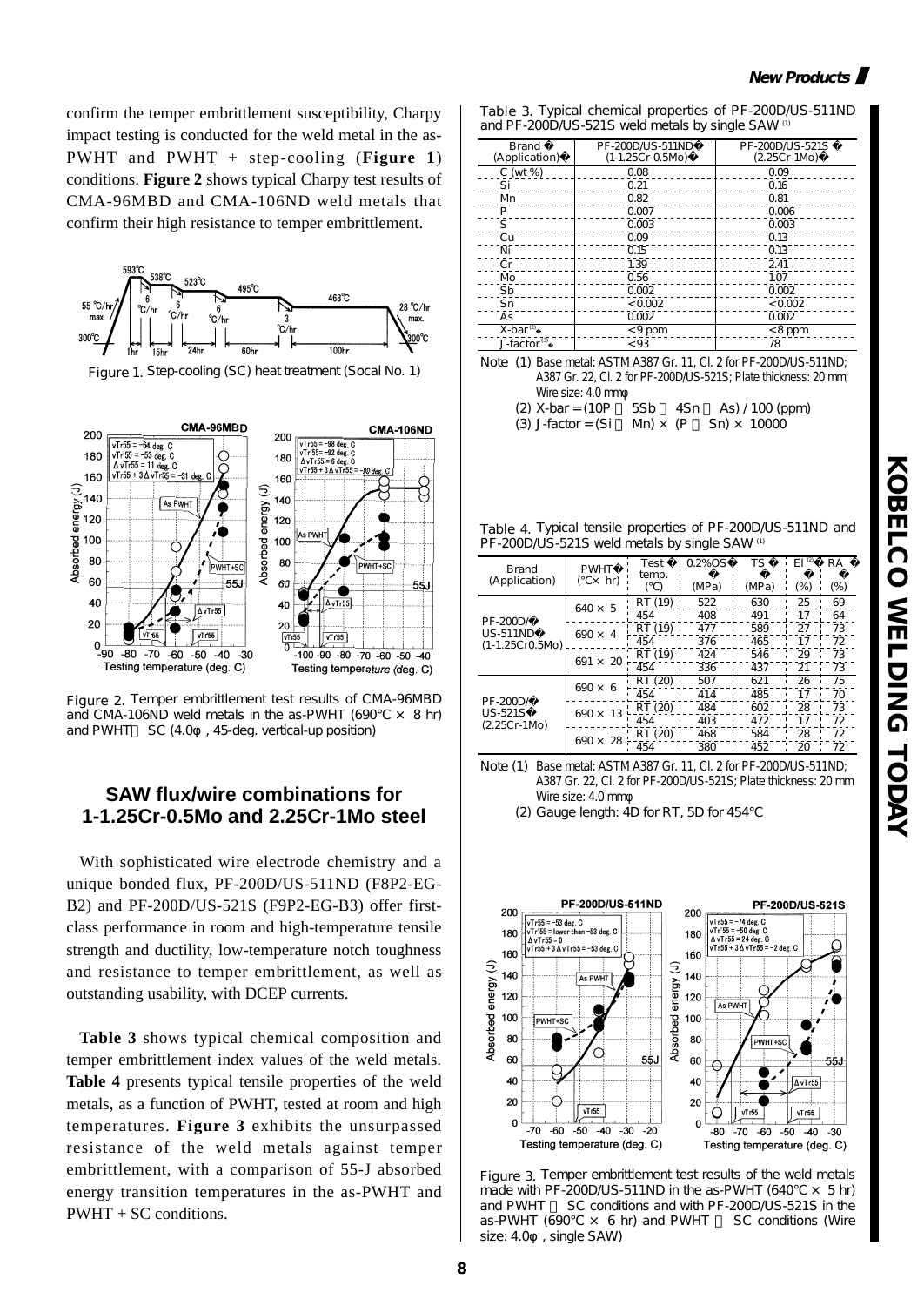confirm the temper embrittlement susceptibility, Charpy impact testing is conducted for the weld metal in the as-PWHT and PWHT + step-cooling (**Figure 1**) conditions. **Figure 2** shows typical Charpy test results of CMA-96MBD and CMA-106ND weld metals that confirm their high resistance to temper embrittlement.

Figure 1. Step-cooling (SC) heat treatment (Socal No. 1)

Figure 2. Temper embrittlement test results of CMA-96MBD and CMA-106ND weld metals in the as-PWHT (690°C × 8 hr) and PWHT + SC (4.0φ, 45-deg. vertical-up position)

## SAW flux/wire combinations for 1-1.25Cr-0.5Mo and 2.25Cr-1Mo steel

With sophisticated wire electrode chemistry and a unique bonded flux, PF-200D/US-511ND (F8P2-EG-B2) and PF-200D/US-521S (F9P2-EG-B3) offer first-class performance in room and high-temperature tensile strength and ductility, low-temperature notch toughness and resistance to temper embrittlement, as well as outstanding usability, with DCEP currents.

**Table 3** shows typical chemical composition and temper embrittlement index values of the weld metals. **Table 4** presents typical tensile properties of the weld metals, as a function of PWHT, tested at room and high temperatures. **Figure 3** exhibits the unsurpassed resistance of the weld metals against temper embrittlement, with a comparison of 55-J absorbed energy transition temperatures in the as-PWHT and PWHT + SC conditions.

Table 3. Typical chemical properties of PF-200D/US-511ND and PF-200D/US-521S weld metals by single SAW [1]

| Brand (Application) | PF-200D/US-511ND (1-1.25Cr-0.5Mo) | PF-200D/US-521S (2.25Cr-1Mo) |
|---|---|---|
| C (wt %) | 0.08 | 0.09 |
| Si | 0.21 | 0.16 |
| Mn | 0.82 | 0.81 |
| P | 0.007 | 0.006 |
| S | 0.003 | 0.003 |
| Cu | 0.09 | 0.13 |
| Ni | 0.15 | 0.13 |
| Cr | 1.39 | 2.41 |
| Mo | 0.56 | 1.07 |
| Sb | 0.002 | 0.002 |
| Sn | <0.002 | <0.002 |
| As | 0.002 | 0.002 |
| X-bar [2] | <9 ppm | <8 ppm |
| J-factor [3] | <93 | 78 |

Note (1) Base metal: ASTM A387 Gr. 11, Cl. 2 for PF-200D/US-511ND; A387 Gr. 22, Cl. 2 for PF-200D/US-521S; Plate thickness: 20 mm; Wire size: 4.0 mmφ
(2) X-bar = (10P + 5Sb + 4Sn + As) / 100 (ppm)
(3) J-factor = (Si + Mn) × (P + Sn) × 10000

Table 4. Typical tensile properties of PF-200D/US-511ND and PF-200D/US-521S weld metals by single SAW [1]

| Brand (Application) | PWHT (°C× hr) | Test temp. (°C) | 0.2%OS (MPa) | TS (MPa) | El [2] (%) | RA (%) |
|---|---|---|---|---|---|---|
| PF-200D/US-511ND (1-1.25Cr0.5Mo) | 640 × 5 | RT (19) | 522 | 630 | 25 | 69 |
| | | 454 | 408 | 491 | 17 | 64 |
| | 690 × 4 | RT (19) | 477 | 589 | 27 | 73 |
| | | 454 | 376 | 465 | 17 | 72 |
| | 691 × 20 | RT (19) | 424 | 546 | 29 | 73 |
| | | 454 | 336 | 437 | 21 | 73 |
| PF-200D/US-521S (2.25Cr-1Mo) | 690 × 6 | RT (20) | 507 | 621 | 26 | 75 |
| | | 454 | 414 | 485 | 17 | 70 |
| | 690 × 13 | RT (20) | 484 | 602 | 28 | 73 |
| | | 454 | 403 | 472 | 17 | 72 |
| | 690 × 28 | RT (20) | 468 | 584 | 28 | 72 |
| | | 454 | 380 | 452 | 20 | 72 |

Note (1) Base metal: ASTM A387 Gr. 11, Cl. 2 for PF-200D/US-511ND; A387 Gr. 22, Cl. 2 for PF-200D/US-521S; Plate thickness: 20 mm Wire size: 4.0 mmφ
(2) Gauge length: 4D for RT, 5D for 454°C

Figure 3. Temper embrittlement test results of the weld metals made with PF-200D/US-511ND in the as-PWHT (640°C × 5 hr) and PWHT + SC conditions and with PF-200D/US-521S in the as-PWHT (690°C × 6 hr) and PWHT + SC conditions (Wire size: 4.0φ, single SAW)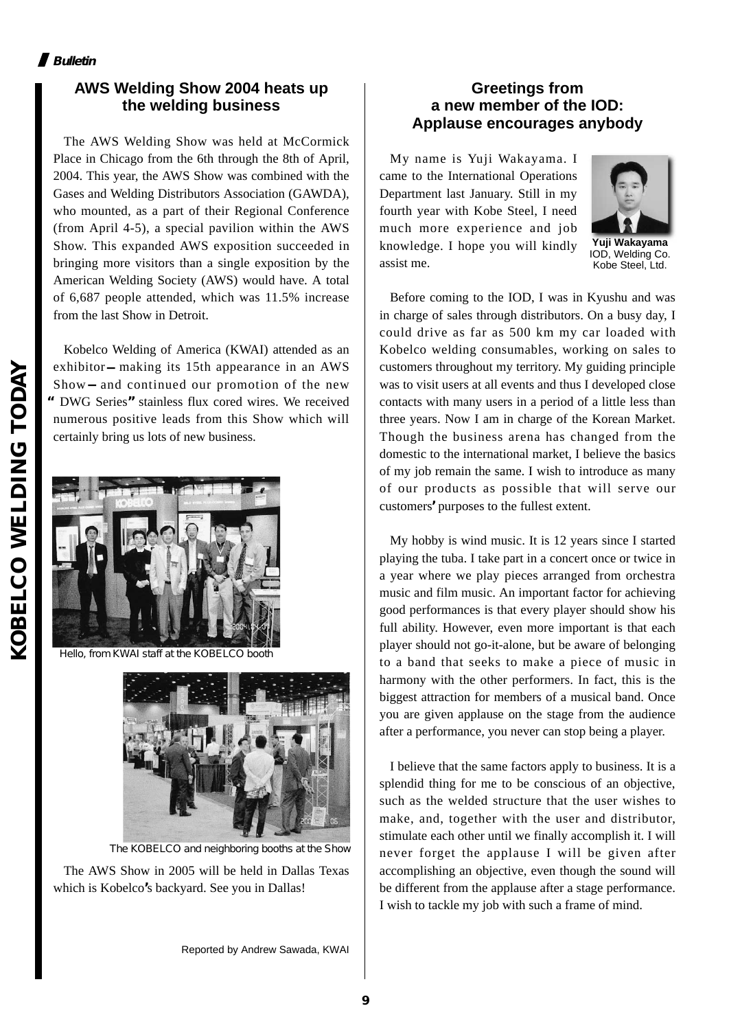## AWS Welding Show 2004 heats up the welding business

The AWS Welding Show was held at McCormick Place in Chicago from the 6th through the 8th of April, 2004. This year, the AWS Show was combined with the Gases and Welding Distributors Association (GAWDA), who mounted, as a part of their Regional Conference (from April 4-5), a special pavilion within the AWS Show. This expanded AWS exposition succeeded in bringing more visitors than a single exposition by the American Welding Society (AWS) would have. A total of 6,687 people attended, which was 11.5% increase from the last Show in Detroit.

Kobelco Welding of America (KWAI) attended as an exhibitor – making its 15th appearance in an AWS Show – and continued our promotion of the new "DWG Series" stainless flux cored wires. We received numerous positive leads from this Show which will certainly bring us lots of new business.

Hello, from KWAI staff at the KOBELCO booth

The KOBELCO and neighboring booths at the Show

The AWS Show in 2005 will be held in Dallas Texas which is Kobelco's backyard. See you in Dallas!

Reported by Andrew Sawada, KWAI

## Greetings from a new member of the IOD: Applause encourages anybody

My name is Yuji Wakayama. I came to the International Operations Department last January. Still in my fourth year with Kobe Steel, I need much more experience and job knowledge. I hope you will kindly assist me.

**Yuji Wakayama**
IOD, Welding Co.
Kobe Steel, Ltd.

Before coming to the IOD, I was in Kyushu and was in charge of sales through distributors. On a busy day, I could drive as far as 500 km my car loaded with Kobelco welding consumables, working on sales to customers throughout my territory. My guiding principle was to visit users at all events and thus I developed close contacts with many users in a period of a little less than three years. Now I am in charge of the Korean Market. Though the business arena has changed from the domestic to the international market, I believe the basics of my job remain the same. I wish to introduce as many of our products as possible that will serve our customers' purposes to the fullest extent.

My hobby is wind music. It is 12 years since I started playing the tuba. I take part in a concert once or twice in a year where we play pieces arranged from orchestra music and film music. An important factor for achieving good performances is that every player should show his full ability. However, even more important is that each player should not go-it-alone, but be aware of belonging to a band that seeks to make a piece of music in harmony with the other performers. In fact, this is the biggest attraction for members of a musical band. Once you are given applause on the stage from the audience after a performance, you never can stop being a player.

I believe that the same factors apply to business. It is a splendid thing for me to be conscious of an objective, such as the welded structure that the user wishes to make, and, together with the user and distributor, stimulate each other until we finally accomplish it. I will never forget the applause I will be given after accomplishing an objective, even though the sound will be different from the applause after a stage performance. I wish to tackle my job with such a frame of mind.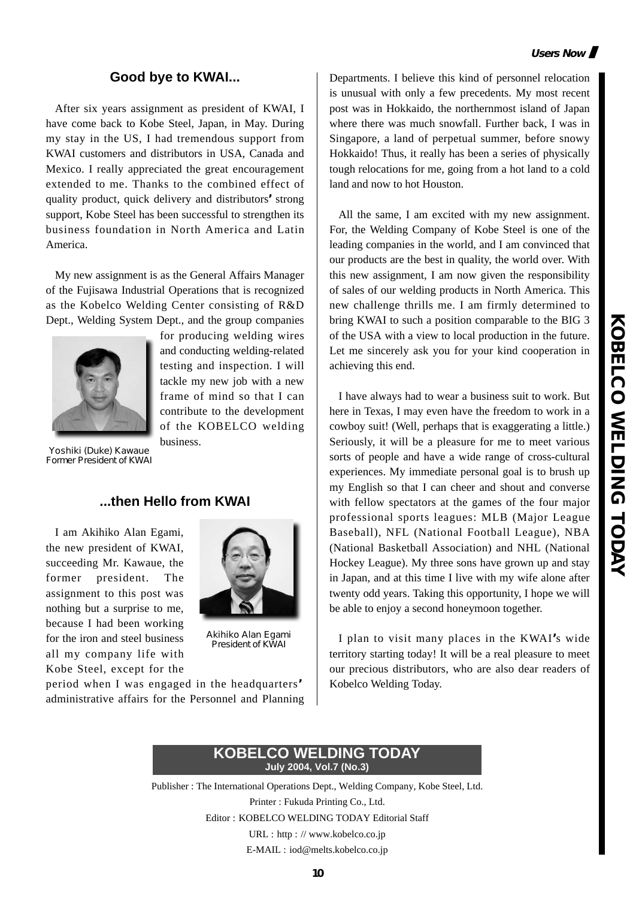## Good bye to KWAI...

After six years assignment as president of KWAI, I have come back to Kobe Steel, Japan, in May. During my stay in the US, I had tremendous support from KWAI customers and distributors in USA, Canada and Mexico. I really appreciated the great encouragement extended to me. Thanks to the combined effect of quality product, quick delivery and distributors' strong support, Kobe Steel has been successful to strengthen its business foundation in North America and Latin America.

My new assignment is as the General Affairs Manager of the Fujisawa Industrial Operations that is recognized as the Kobelco Welding Center consisting of R&D Dept., Welding System Dept., and the group companies for producing welding wires and conducting welding-related testing and inspection. I will tackle my new job with a new frame of mind so that I can contribute to the development of the KOBELCO welding business.

Yoshiki (Duke) Kawaue
Former President of KWAI

## ...then Hello from KWAI

I am Akihiko Alan Egami, the new president of KWAI, succeeding Mr. Kawaue, the former president. The assignment to this post was nothing but a surprise to me, because I had been working for the iron and steel business all my company life with Kobe Steel, except for the period when I was engaged in the headquarters' administrative affairs for the Personnel and Planning Departments. I believe this kind of personnel relocation is unusual with only a few precedents. My most recent post was in Hokkaido, the northernmost island of Japan where there was much snowfall. Further back, I was in Singapore, a land of perpetual summer, before snowy Hokkaido! Thus, it really has been a series of physically tough relocations for me, going from a hot land to a cold land and now to hot Houston.

Akihiko Alan Egami
President of KWAI

All the same, I am excited with my new assignment. For, the Welding Company of Kobe Steel is one of the leading companies in the world, and I am convinced that our products are the best in quality, the world over. With this new assignment, I am now given the responsibility of sales of our welding products in North America. This new challenge thrills me. I am firmly determined to bring KWAI to such a position comparable to the BIG 3 of the USA with a view to local production in the future. Let me sincerely ask you for your kind cooperation in achieving this end.

I have always had to wear a business suit to work. But here in Texas, I may even have the freedom to work in a cowboy suit! (Well, perhaps that is exaggerating a little.) Seriously, it will be a pleasure for me to meet various sorts of people and have a wide range of cross-cultural experiences. My immediate personal goal is to brush up my English so that I can cheer and shout and converse with fellow spectators at the games of the four major professional sports leagues: MLB (Major League Baseball), NFL (National Football League), NBA (National Basketball Association) and NHL (National Hockey League). My three sons have grown up and stay in Japan, and at this time I live with my wife alone after twenty odd years. Taking this opportunity, I hope we will be able to enjoy a second honeymoon together.

I plan to visit many places in the KWAI's wide territory starting today! It will be a real pleasure to meet our precious distributors, who are also dear readers of Kobelco Welding Today.

**KOBELCO WELDING TODAY**
**July 2004, Vol.7 (No.3)**

Publisher : The International Operations Dept., Welding Company, Kobe Steel, Ltd.
Printer : Fukuda Printing Co., Ltd.
Editor : KOBELCO WELDING TODAY Editorial Staff
URL : http : // www.kobelco.co.jp
E-MAIL : iod@melts.kobelco.co.jp